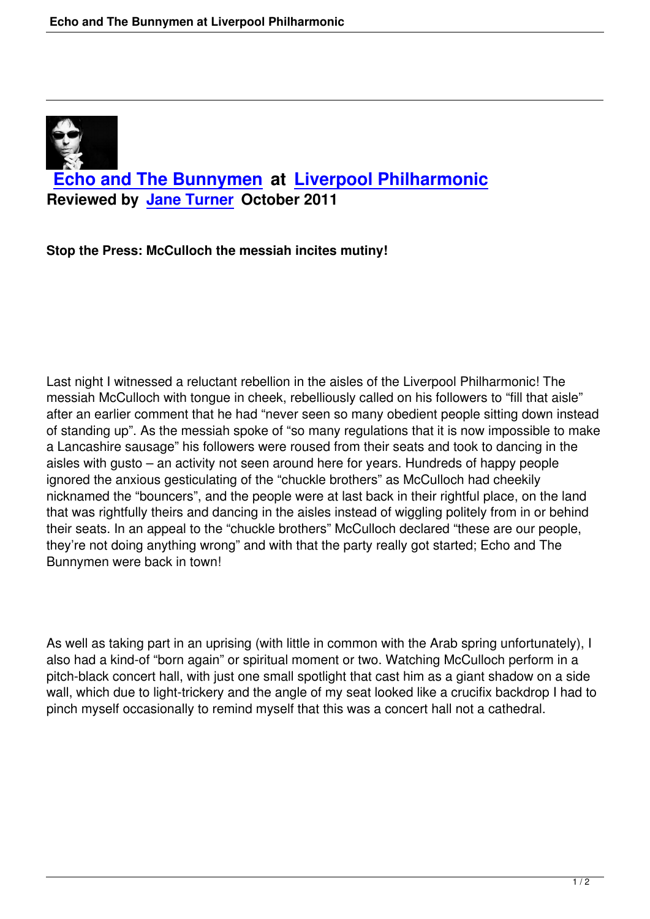# Echo and The Bunnymen at Liverpool Philharmonic

**Reviewed by Jane Turner October 2011**

**Stop the Press: McCulloch the messiah incites mutiny!**

Last night I witnessed a reluctant rebellion in the aisles of the Liverpool Philharmonic! The messiah McCulloch with tongue in cheek, rebelliously called on his followers to "fill that aisle" after an earlier comment that he had "never seen so many obedient people sitting down instead of standing up". As the messiah spoke of "so many regulations that it is now impossible to make a Lancashire sausage" his followers were roused from their seats and took to dancing in the aisles with gusto – an activity not seen around here for years. Hundreds of happy people ignored the anxious gesticulating of the "chuckle brothers" as McCulloch had cheekily nicknamed the "bouncers", and the people were at last back in their rightful place, on the land that was rightfully theirs and dancing in the aisles instead of wiggling politely from in or behind their seats. In an appeal to the "chuckle brothers" McCulloch declared "these are our people, they're not doing anything wrong" and with that the party really got started; Echo and The Bunnymen were back in town!

As well as taking part in an uprising (with little in common with the Arab spring unfortunately), I also had a kind-of "born again" or spiritual moment or two. Watching McCulloch perform in a pitch-black concert hall, with just one small spotlight that cast him as a giant shadow on a side wall, which due to light-trickery and the angle of my seat looked like a crucifix backdrop I had to pinch myself occasionally to remind myself that this was a concert hall not a cathedral.